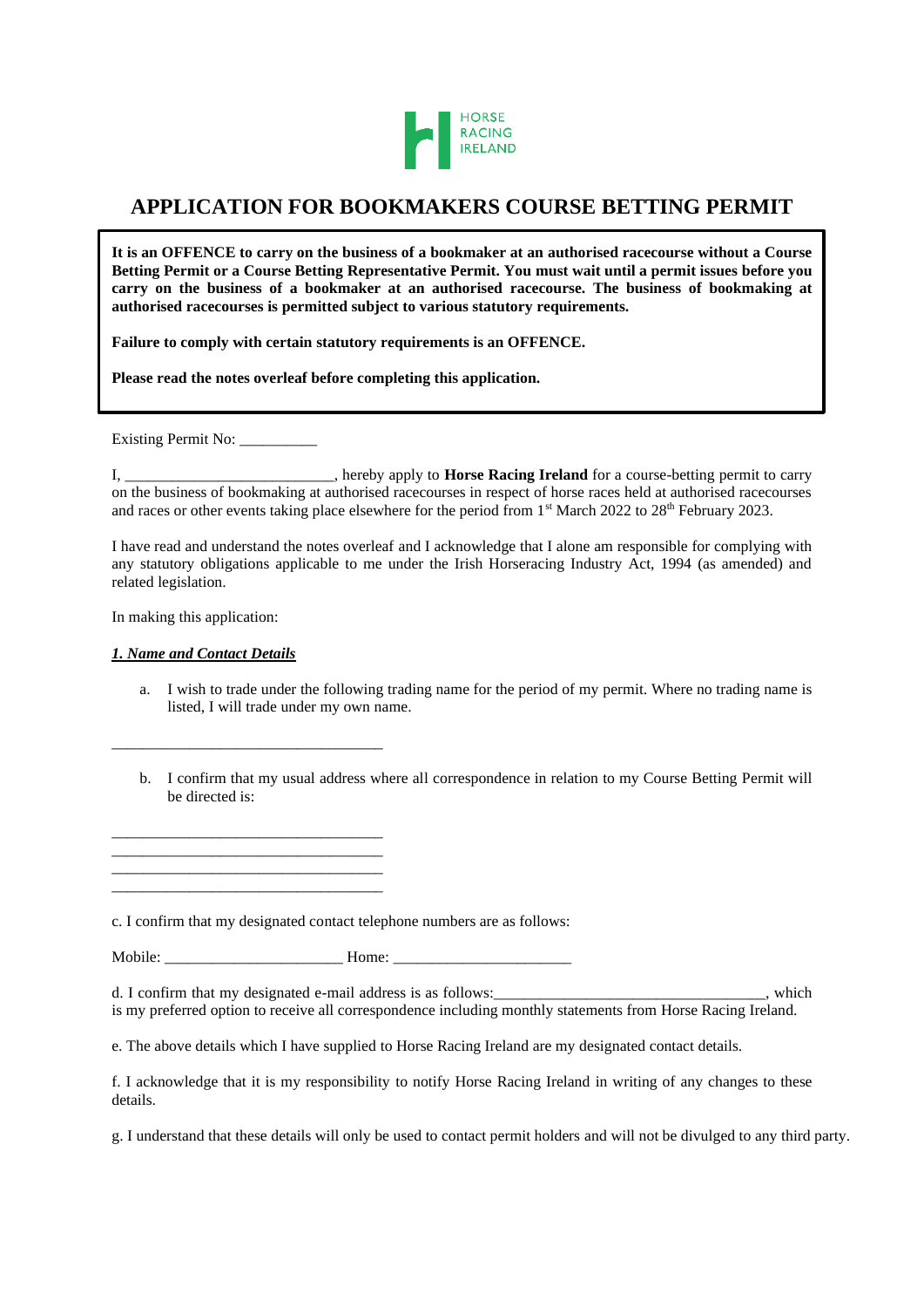HORSE RACING IRELAND

# APPLICATION FOR BOOKMAKERS COURSE BETTING PERMIT

> **It is an OFFENCE to carry on the business of a bookmaker at an authorised racecourse without a Course Betting Permit or a Course Betting Representative Permit. You must wait until a permit issues before you carry on the business of a bookmaker at an authorised racecourse. The business of bookmaking at authorised racecourses is permitted subject to various statutory requirements.**
>
> **Failure to comply with certain statutory requirements is an OFFENCE.**
>
> **Please read the notes overleaf before completing this application.**

Existing Permit No: __________

I, ___________________________, hereby apply to **Horse Racing Ireland** for a course-betting permit to carry on the business of bookmaking at authorised racecourses in respect of horse races held at authorised racecourses and races or other events taking place elsewhere for the period from 1st March 2022 to 28th February 2023.

I have read and understand the notes overleaf and I acknowledge that I alone am responsible for complying with any statutory obligations applicable to me under the Irish Horseracing Industry Act, 1994 (as amended) and related legislation.

In making this application:

***1. Name and Contact Details***

a. I wish to trade under the following trading name for the period of my permit. Where no trading name is listed, I will trade under my own name.

___________________________________

b. I confirm that my usual address where all correspondence in relation to my Course Betting Permit will be directed is:

___________________________________
___________________________________
___________________________________
___________________________________

c. I confirm that my designated contact telephone numbers are as follows:

Mobile: ______________________ Home: ______________________

d. I confirm that my designated e-mail address is as follows:__________________________________, which is my preferred option to receive all correspondence including monthly statements from Horse Racing Ireland.

e. The above details which I have supplied to Horse Racing Ireland are my designated contact details.

f. I acknowledge that it is my responsibility to notify Horse Racing Ireland in writing of any changes to these details.

g. I understand that these details will only be used to contact permit holders and will not be divulged to any third party.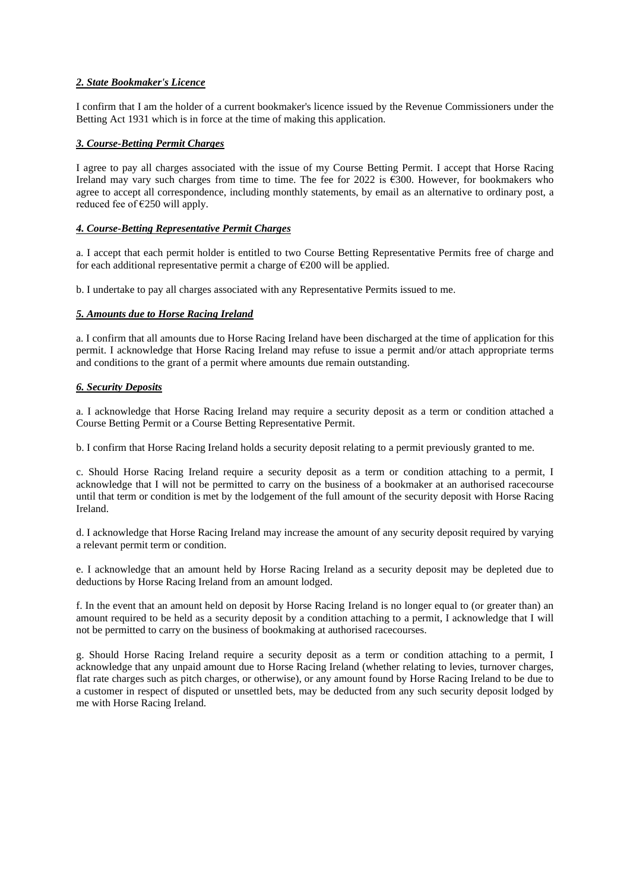***2. State Bookmaker's Licence***

I confirm that I am the holder of a current bookmaker's licence issued by the Revenue Commissioners under the Betting Act 1931 which is in force at the time of making this application.

***3. Course-Betting Permit Charges***

I agree to pay all charges associated with the issue of my Course Betting Permit. I accept that Horse Racing Ireland may vary such charges from time to time. The fee for 2022 is €300. However, for bookmakers who agree to accept all correspondence, including monthly statements, by email as an alternative to ordinary post, a reduced fee of €250 will apply.

***4. Course-Betting Representative Permit Charges***

a. I accept that each permit holder is entitled to two Course Betting Representative Permits free of charge and for each additional representative permit a charge of €200 will be applied.

b. I undertake to pay all charges associated with any Representative Permits issued to me.

***5. Amounts due to Horse Racing Ireland***

a. I confirm that all amounts due to Horse Racing Ireland have been discharged at the time of application for this permit. I acknowledge that Horse Racing Ireland may refuse to issue a permit and/or attach appropriate terms and conditions to the grant of a permit where amounts due remain outstanding.

***6. Security Deposits***

a. I acknowledge that Horse Racing Ireland may require a security deposit as a term or condition attached a Course Betting Permit or a Course Betting Representative Permit.

b. I confirm that Horse Racing Ireland holds a security deposit relating to a permit previously granted to me.

c. Should Horse Racing Ireland require a security deposit as a term or condition attaching to a permit, I acknowledge that I will not be permitted to carry on the business of a bookmaker at an authorised racecourse until that term or condition is met by the lodgement of the full amount of the security deposit with Horse Racing Ireland.

d. I acknowledge that Horse Racing Ireland may increase the amount of any security deposit required by varying a relevant permit term or condition.

e. I acknowledge that an amount held by Horse Racing Ireland as a security deposit may be depleted due to deductions by Horse Racing Ireland from an amount lodged.

f. In the event that an amount held on deposit by Horse Racing Ireland is no longer equal to (or greater than) an amount required to be held as a security deposit by a condition attaching to a permit, I acknowledge that I will not be permitted to carry on the business of bookmaking at authorised racecourses.

g. Should Horse Racing Ireland require a security deposit as a term or condition attaching to a permit, I acknowledge that any unpaid amount due to Horse Racing Ireland (whether relating to levies, turnover charges, flat rate charges such as pitch charges, or otherwise), or any amount found by Horse Racing Ireland to be due to a customer in respect of disputed or unsettled bets, may be deducted from any such security deposit lodged by me with Horse Racing Ireland.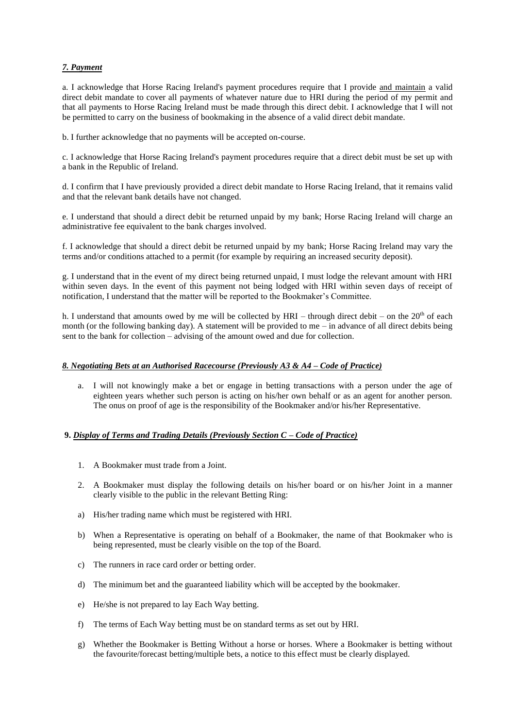***7. Payment***

a. I acknowledge that Horse Racing Ireland's payment procedures require that I provide <u>and maintain</u> a valid direct debit mandate to cover all payments of whatever nature due to HRI during the period of my permit and that all payments to Horse Racing Ireland must be made through this direct debit. I acknowledge that I will not be permitted to carry on the business of bookmaking in the absence of a valid direct debit mandate.

b. I further acknowledge that no payments will be accepted on-course.

c. I acknowledge that Horse Racing Ireland's payment procedures require that a direct debit must be set up with a bank in the Republic of Ireland.

d. I confirm that I have previously provided a direct debit mandate to Horse Racing Ireland, that it remains valid and that the relevant bank details have not changed.

e. I understand that should a direct debit be returned unpaid by my bank; Horse Racing Ireland will charge an administrative fee equivalent to the bank charges involved.

f. I acknowledge that should a direct debit be returned unpaid by my bank; Horse Racing Ireland may vary the terms and/or conditions attached to a permit (for example by requiring an increased security deposit).

g. I understand that in the event of my direct being returned unpaid, I must lodge the relevant amount with HRI within seven days. In the event of this payment not being lodged with HRI within seven days of receipt of notification, I understand that the matter will be reported to the Bookmaker's Committee.

h. I understand that amounts owed by me will be collected by HRI – through direct debit – on the 20th of each month (or the following banking day). A statement will be provided to me – in advance of all direct debits being sent to the bank for collection – advising of the amount owed and due for collection.

***8. Negotiating Bets at an Authorised Racecourse (Previously A3 & A4 – Code of Practice)***

a. I will not knowingly make a bet or engage in betting transactions with a person under the age of eighteen years whether such person is acting on his/her own behalf or as an agent for another person. The onus on proof of age is the responsibility of the Bookmaker and/or his/her Representative.

**9. *Display of Terms and Trading Details (Previously Section C – Code of Practice)***

1. A Bookmaker must trade from a Joint.
2. A Bookmaker must display the following details on his/her board or on his/her Joint in a manner clearly visible to the public in the relevant Betting Ring:

a) His/her trading name which must be registered with HRI.

b) When a Representative is operating on behalf of a Bookmaker, the name of that Bookmaker who is being represented, must be clearly visible on the top of the Board.

c) The runners in race card order or betting order.

d) The minimum bet and the guaranteed liability which will be accepted by the bookmaker.

e) He/she is not prepared to lay Each Way betting.

f) The terms of Each Way betting must be on standard terms as set out by HRI.

g) Whether the Bookmaker is Betting Without a horse or horses. Where a Bookmaker is betting without the favourite/forecast betting/multiple bets, a notice to this effect must be clearly displayed.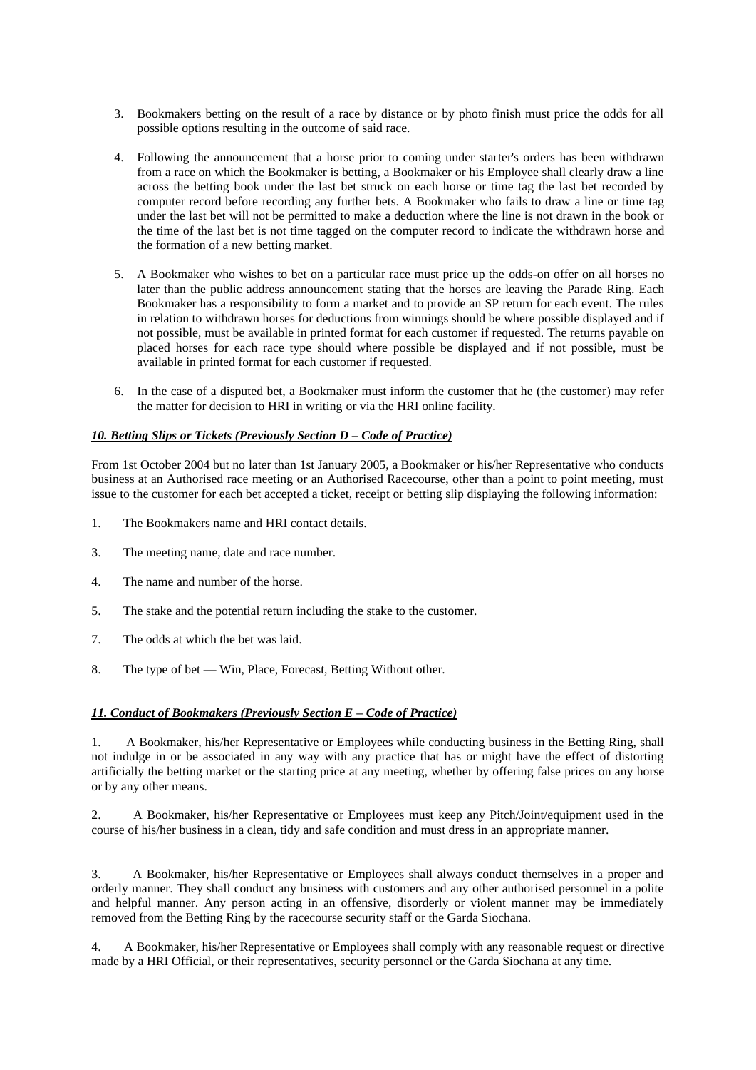3. Bookmakers betting on the result of a race by distance or by photo finish must price the odds for all possible options resulting in the outcome of said race.

4. Following the announcement that a horse prior to coming under starter's orders has been withdrawn from a race on which the Bookmaker is betting, a Bookmaker or his Employee shall clearly draw a line across the betting book under the last bet struck on each horse or time tag the last bet recorded by computer record before recording any further bets. A Bookmaker who fails to draw a line or time tag under the last bet will not be permitted to make a deduction where the line is not drawn in the book or the time of the last bet is not time tagged on the computer record to indicate the withdrawn horse and the formation of a new betting market.

5. A Bookmaker who wishes to bet on a particular race must price up the odds-on offer on all horses no later than the public address announcement stating that the horses are leaving the Parade Ring. Each Bookmaker has a responsibility to form a market and to provide an SP return for each event. The rules in relation to withdrawn horses for deductions from winnings should be where possible displayed and if not possible, must be available in printed format for each customer if requested. The returns payable on placed horses for each race type should where possible be displayed and if not possible, must be available in printed format for each customer if requested.

6. In the case of a disputed bet, a Bookmaker must inform the customer that he (the customer) may refer the matter for decision to HRI in writing or via the HRI online facility.

***10. Betting Slips or Tickets (Previously Section D – Code of Practice)***

From 1st October 2004 but no later than 1st January 2005, a Bookmaker or his/her Representative who conducts business at an Authorised race meeting or an Authorised Racecourse, other than a point to point meeting, must issue to the customer for each bet accepted a ticket, receipt or betting slip displaying the following information:

1. The Bookmakers name and HRI contact details.

3. The meeting name, date and race number.

4. The name and number of the horse.

5. The stake and the potential return including the stake to the customer.

7. The odds at which the bet was laid.

8. The type of bet — Win, Place, Forecast, Betting Without other.

***11. Conduct of Bookmakers (Previously Section E – Code of Practice)***

1. A Bookmaker, his/her Representative or Employees while conducting business in the Betting Ring, shall not indulge in or be associated in any way with any practice that has or might have the effect of distorting artificially the betting market or the starting price at any meeting, whether by offering false prices on any horse or by any other means.

2. A Bookmaker, his/her Representative or Employees must keep any Pitch/Joint/equipment used in the course of his/her business in a clean, tidy and safe condition and must dress in an appropriate manner.

3. A Bookmaker, his/her Representative or Employees shall always conduct themselves in a proper and orderly manner. They shall conduct any business with customers and any other authorised personnel in a polite and helpful manner. Any person acting in an offensive, disorderly or violent manner may be immediately removed from the Betting Ring by the racecourse security staff or the Garda Siochana.

4. A Bookmaker, his/her Representative or Employees shall comply with any reasonable request or directive made by a HRI Official, or their representatives, security personnel or the Garda Siochana at any time.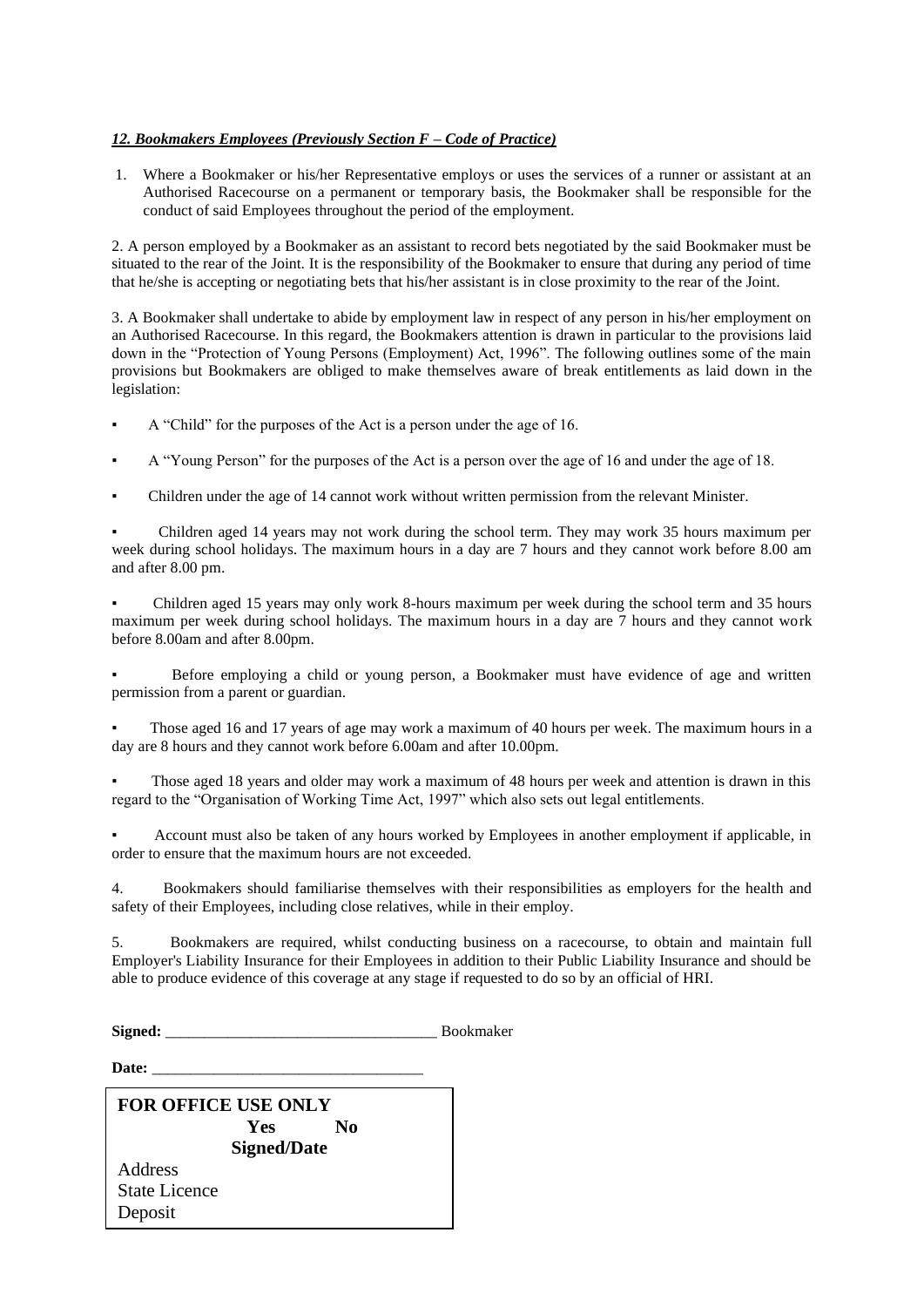***12. Bookmakers Employees (Previously Section F – Code of Practice)***

1. Where a Bookmaker or his/her Representative employs or uses the services of a runner or assistant at an Authorised Racecourse on a permanent or temporary basis, the Bookmaker shall be responsible for the conduct of said Employees throughout the period of the employment.

2. A person employed by a Bookmaker as an assistant to record bets negotiated by the said Bookmaker must be situated to the rear of the Joint. It is the responsibility of the Bookmaker to ensure that during any period of time that he/she is accepting or negotiating bets that his/her assistant is in close proximity to the rear of the Joint.

3. A Bookmaker shall undertake to abide by employment law in respect of any person in his/her employment on an Authorised Racecourse. In this regard, the Bookmakers attention is drawn in particular to the provisions laid down in the "Protection of Young Persons (Employment) Act, 1996". The following outlines some of the main provisions but Bookmakers are obliged to make themselves aware of break entitlements as laid down in the legislation:

- A "Child" for the purposes of the Act is a person under the age of 16.
- A "Young Person" for the purposes of the Act is a person over the age of 16 and under the age of 18.
- Children under the age of 14 cannot work without written permission from the relevant Minister.
- Children aged 14 years may not work during the school term. They may work 35 hours maximum per week during school holidays. The maximum hours in a day are 7 hours and they cannot work before 8.00 am and after 8.00 pm.
- Children aged 15 years may only work 8-hours maximum per week during the school term and 35 hours maximum per week during school holidays. The maximum hours in a day are 7 hours and they cannot work before 8.00am and after 8.00pm.
- Before employing a child or young person, a Bookmaker must have evidence of age and written permission from a parent or guardian.
- Those aged 16 and 17 years of age may work a maximum of 40 hours per week. The maximum hours in a day are 8 hours and they cannot work before 6.00am and after 10.00pm.
- Those aged 18 years and older may work a maximum of 48 hours per week and attention is drawn in this regard to the "Organisation of Working Time Act, 1997" which also sets out legal entitlements.
- Account must also be taken of any hours worked by Employees in another employment if applicable, in order to ensure that the maximum hours are not exceeded.

4. Bookmakers should familiarise themselves with their responsibilities as employers for the health and safety of their Employees, including close relatives, while in their employ.

5. Bookmakers are required, whilst conducting business on a racecourse, to obtain and maintain full Employer's Liability Insurance for their Employees in addition to their Public Liability Insurance and should be able to produce evidence of this coverage at any stage if requested to do so by an official of HRI.

**Signed:** ___________________________________ Bookmaker

**Date:** ___________________________________

| **FOR OFFICE USE ONLY** | **Yes** | **No** |
|---|---|---|
| | **Signed/Date** | |
| Address | | |
| State Licence | | |
| Deposit | | |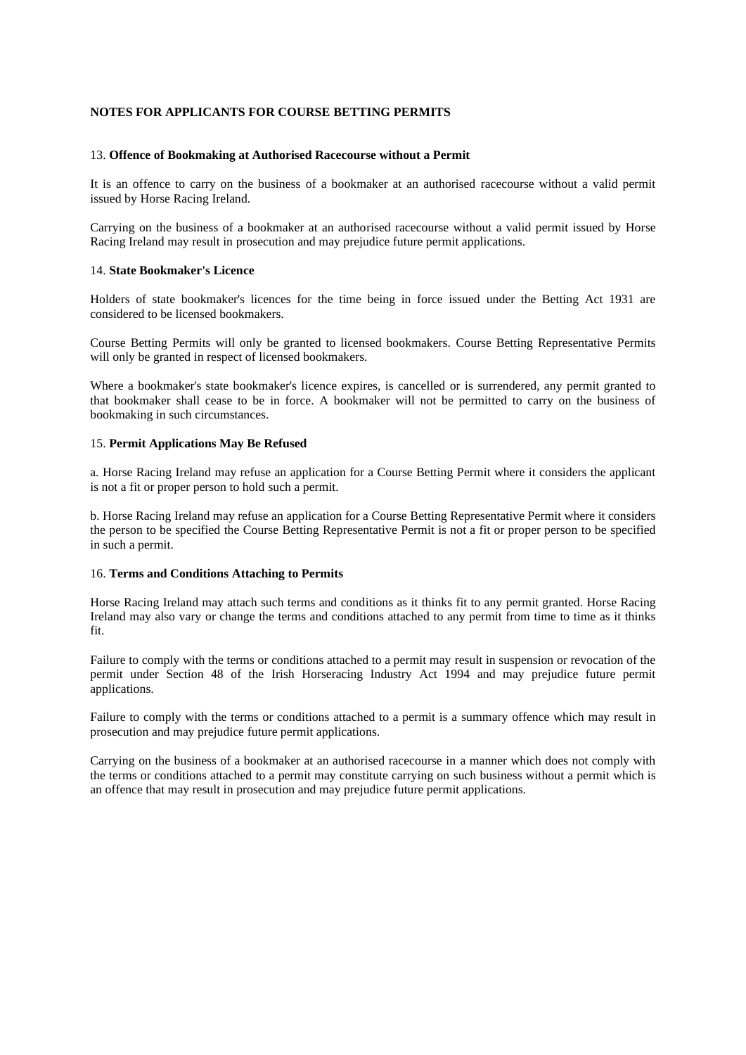**NOTES FOR APPLICANTS FOR COURSE BETTING PERMITS**

13. **Offence of Bookmaking at Authorised Racecourse without a Permit**

It is an offence to carry on the business of a bookmaker at an authorised racecourse without a valid permit issued by Horse Racing Ireland.

Carrying on the business of a bookmaker at an authorised racecourse without a valid permit issued by Horse Racing Ireland may result in prosecution and may prejudice future permit applications.

14. **State Bookmaker's Licence**

Holders of state bookmaker's licences for the time being in force issued under the Betting Act 1931 are considered to be licensed bookmakers.

Course Betting Permits will only be granted to licensed bookmakers. Course Betting Representative Permits will only be granted in respect of licensed bookmakers.

Where a bookmaker's state bookmaker's licence expires, is cancelled or is surrendered, any permit granted to that bookmaker shall cease to be in force. A bookmaker will not be permitted to carry on the business of bookmaking in such circumstances.

15. **Permit Applications May Be Refused**

a. Horse Racing Ireland may refuse an application for a Course Betting Permit where it considers the applicant is not a fit or proper person to hold such a permit.

b. Horse Racing Ireland may refuse an application for a Course Betting Representative Permit where it considers the person to be specified the Course Betting Representative Permit is not a fit or proper person to be specified in such a permit.

16. **Terms and Conditions Attaching to Permits**

Horse Racing Ireland may attach such terms and conditions as it thinks fit to any permit granted. Horse Racing Ireland may also vary or change the terms and conditions attached to any permit from time to time as it thinks fit.

Failure to comply with the terms or conditions attached to a permit may result in suspension or revocation of the permit under Section 48 of the Irish Horseracing Industry Act 1994 and may prejudice future permit applications.

Failure to comply with the terms or conditions attached to a permit is a summary offence which may result in prosecution and may prejudice future permit applications.

Carrying on the business of a bookmaker at an authorised racecourse in a manner which does not comply with the terms or conditions attached to a permit may constitute carrying on such business without a permit which is an offence that may result in prosecution and may prejudice future permit applications.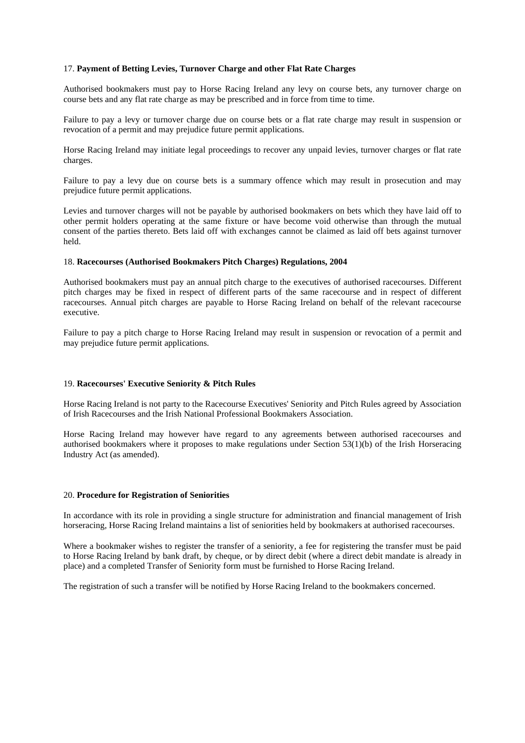17. **Payment of Betting Levies, Turnover Charge and other Flat Rate Charges**

Authorised bookmakers must pay to Horse Racing Ireland any levy on course bets, any turnover charge on course bets and any flat rate charge as may be prescribed and in force from time to time.

Failure to pay a levy or turnover charge due on course bets or a flat rate charge may result in suspension or revocation of a permit and may prejudice future permit applications.

Horse Racing Ireland may initiate legal proceedings to recover any unpaid levies, turnover charges or flat rate charges.

Failure to pay a levy due on course bets is a summary offence which may result in prosecution and may prejudice future permit applications.

Levies and turnover charges will not be payable by authorised bookmakers on bets which they have laid off to other permit holders operating at the same fixture or have become void otherwise than through the mutual consent of the parties thereto. Bets laid off with exchanges cannot be claimed as laid off bets against turnover held.

18. **Racecourses (Authorised Bookmakers Pitch Charges) Regulations, 2004**

Authorised bookmakers must pay an annual pitch charge to the executives of authorised racecourses. Different pitch charges may be fixed in respect of different parts of the same racecourse and in respect of different racecourses. Annual pitch charges are payable to Horse Racing Ireland on behalf of the relevant racecourse executive.

Failure to pay a pitch charge to Horse Racing Ireland may result in suspension or revocation of a permit and may prejudice future permit applications.

19. **Racecourses' Executive Seniority & Pitch Rules**

Horse Racing Ireland is not party to the Racecourse Executives' Seniority and Pitch Rules agreed by Association of Irish Racecourses and the Irish National Professional Bookmakers Association.

Horse Racing Ireland may however have regard to any agreements between authorised racecourses and authorised bookmakers where it proposes to make regulations under Section 53(1)(b) of the Irish Horseracing Industry Act (as amended).

20. **Procedure for Registration of Seniorities**

In accordance with its role in providing a single structure for administration and financial management of Irish horseracing, Horse Racing Ireland maintains a list of seniorities held by bookmakers at authorised racecourses.

Where a bookmaker wishes to register the transfer of a seniority, a fee for registering the transfer must be paid to Horse Racing Ireland by bank draft, by cheque, or by direct debit (where a direct debit mandate is already in place) and a completed Transfer of Seniority form must be furnished to Horse Racing Ireland.

The registration of such a transfer will be notified by Horse Racing Ireland to the bookmakers concerned.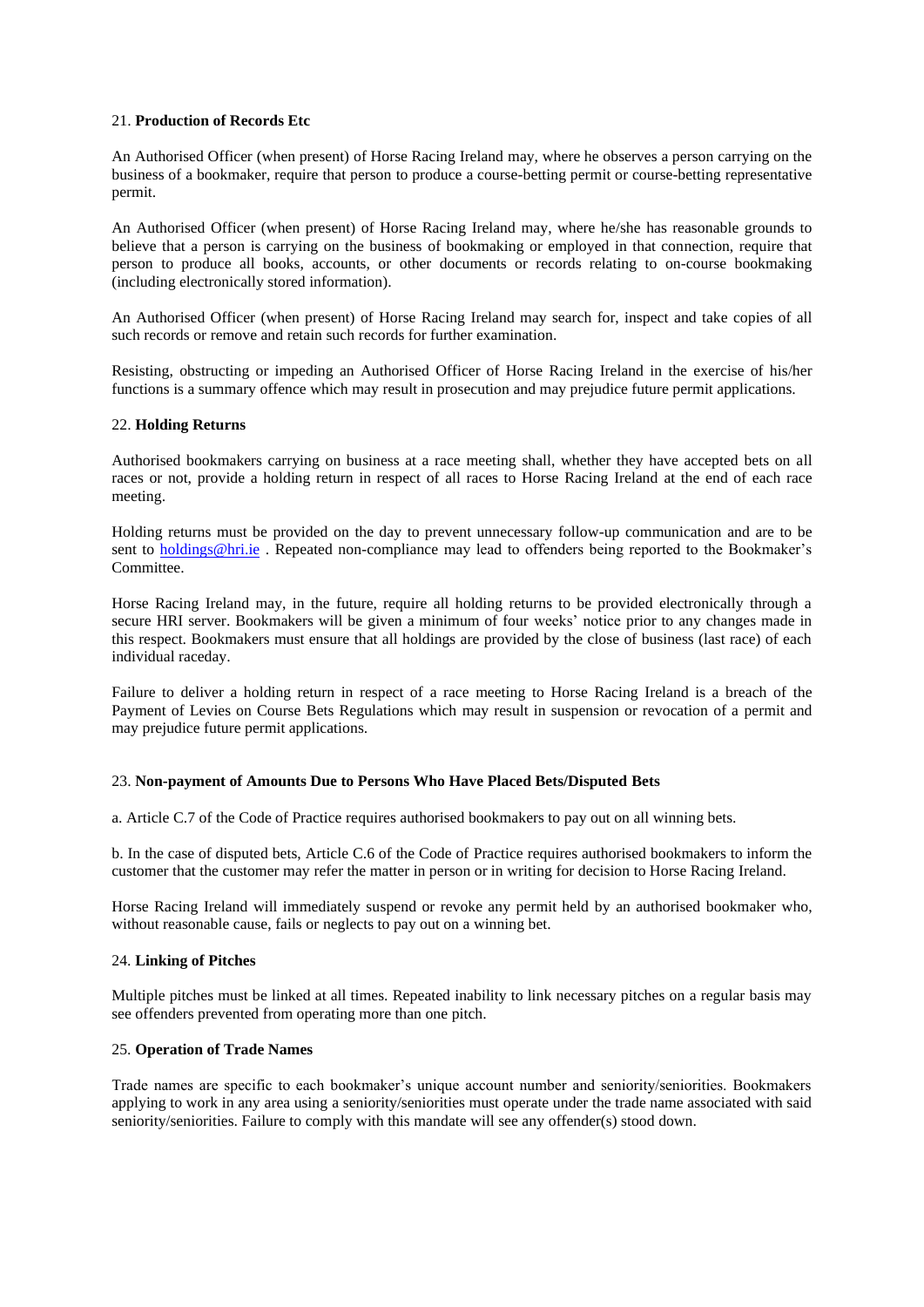## 21. **Production of Records Etc**

An Authorised Officer (when present) of Horse Racing Ireland may, where he observes a person carrying on the business of a bookmaker, require that person to produce a course-betting permit or course-betting representative permit.

An Authorised Officer (when present) of Horse Racing Ireland may, where he/she has reasonable grounds to believe that a person is carrying on the business of bookmaking or employed in that connection, require that person to produce all books, accounts, or other documents or records relating to on-course bookmaking (including electronically stored information).

An Authorised Officer (when present) of Horse Racing Ireland may search for, inspect and take copies of all such records or remove and retain such records for further examination.

Resisting, obstructing or impeding an Authorised Officer of Horse Racing Ireland in the exercise of his/her functions is a summary offence which may result in prosecution and may prejudice future permit applications.

## 22. **Holding Returns**

Authorised bookmakers carrying on business at a race meeting shall, whether they have accepted bets on all races or not, provide a holding return in respect of all races to Horse Racing Ireland at the end of each race meeting.

Holding returns must be provided on the day to prevent unnecessary follow-up communication and are to be sent to holdings@hri.ie . Repeated non-compliance may lead to offenders being reported to the Bookmaker's Committee.

Horse Racing Ireland may, in the future, require all holding returns to be provided electronically through a secure HRI server. Bookmakers will be given a minimum of four weeks' notice prior to any changes made in this respect. Bookmakers must ensure that all holdings are provided by the close of business (last race) of each individual raceday.

Failure to deliver a holding return in respect of a race meeting to Horse Racing Ireland is a breach of the Payment of Levies on Course Bets Regulations which may result in suspension or revocation of a permit and may prejudice future permit applications.

## 23. **Non-payment of Amounts Due to Persons Who Have Placed Bets/Disputed Bets**

a. Article C.7 of the Code of Practice requires authorised bookmakers to pay out on all winning bets.

b. In the case of disputed bets, Article C.6 of the Code of Practice requires authorised bookmakers to inform the customer that the customer may refer the matter in person or in writing for decision to Horse Racing Ireland.

Horse Racing Ireland will immediately suspend or revoke any permit held by an authorised bookmaker who, without reasonable cause, fails or neglects to pay out on a winning bet.

## 24. **Linking of Pitches**

Multiple pitches must be linked at all times. Repeated inability to link necessary pitches on a regular basis may see offenders prevented from operating more than one pitch.

## 25. **Operation of Trade Names**

Trade names are specific to each bookmaker's unique account number and seniority/seniorities. Bookmakers applying to work in any area using a seniority/seniorities must operate under the trade name associated with said seniority/seniorities. Failure to comply with this mandate will see any offender(s) stood down.